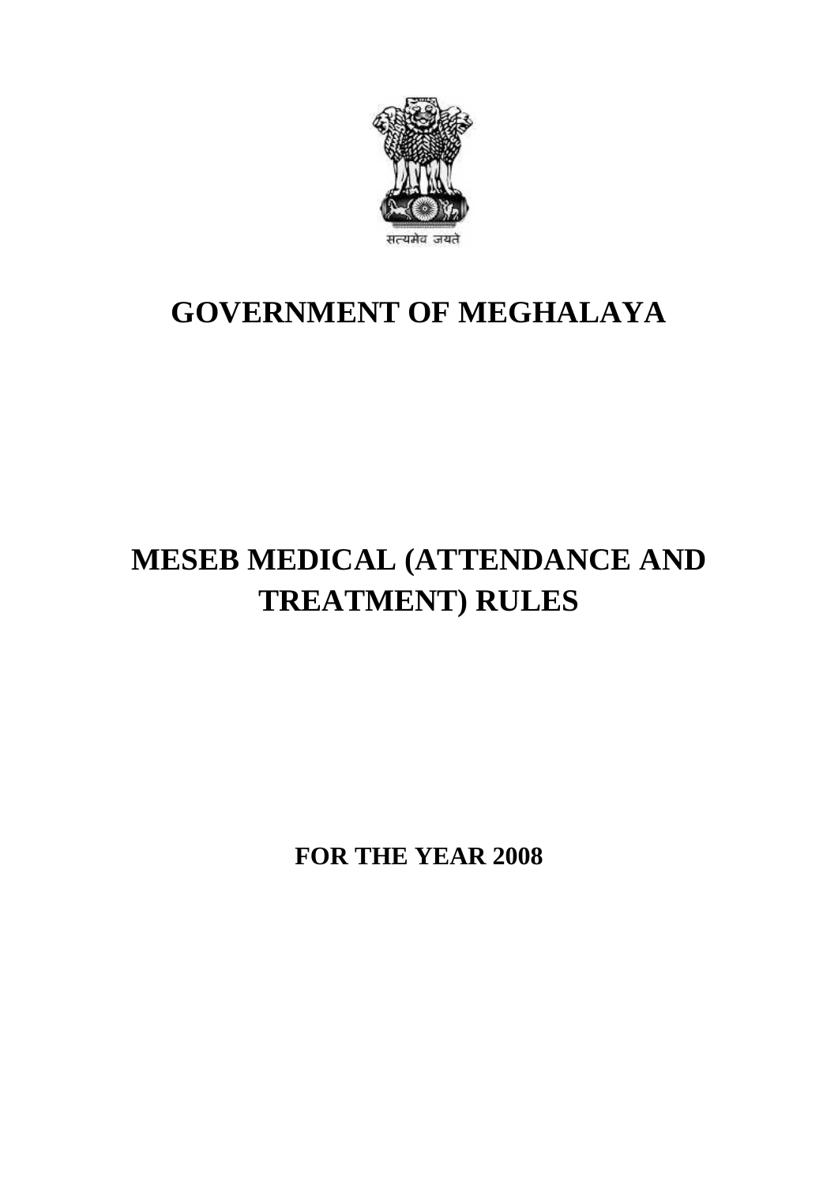सत्यमेव जयते

# GOVERNMENT OF MEGHALAYA

# MESEB MEDICAL (ATTENDANCE AND TREATMENT) RULES

**FOR THE YEAR 2008**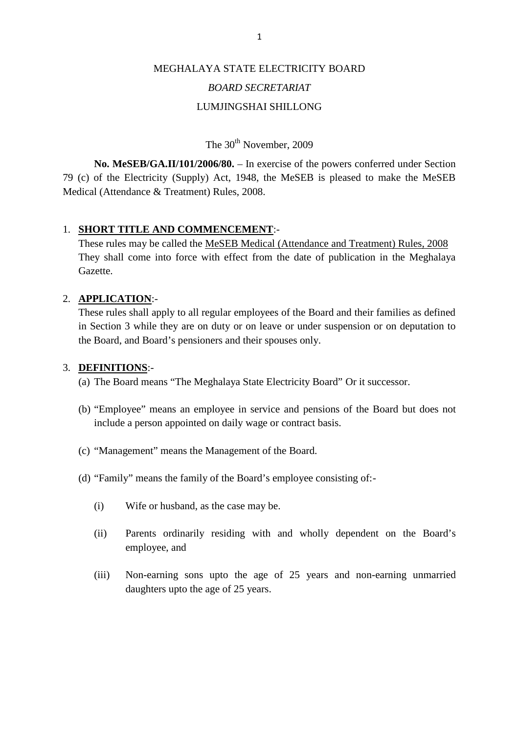MEGHALAYA STATE ELECTRICITY BOARD

*BOARD SECRETARIAT*

LUMJINGSHAI SHILLONG

The 30th November, 2009

**No. MeSEB/GA.II/101/2006/80.** – In exercise of the powers conferred under Section 79 (c) of the Electricity (Supply) Act, 1948, the MeSEB is pleased to make the MeSEB Medical (Attendance & Treatment) Rules, 2008.

1. **SHORT TITLE AND COMMENCEMENT**:-
   These rules may be called the MeSEB Medical (Attendance and Treatment) Rules, 2008 They shall come into force with effect from the date of publication in the Meghalaya Gazette.

2. **APPLICATION**:-
   These rules shall apply to all regular employees of the Board and their families as defined in Section 3 while they are on duty or on leave or under suspension or on deputation to the Board, and Board's pensioners and their spouses only.

3. **DEFINITIONS**:-
   (a) The Board means "The Meghalaya State Electricity Board" Or it successor.

   (b) "Employee" means an employee in service and pensions of the Board but does not include a person appointed on daily wage or contract basis.

   (c) "Management" means the Management of the Board.

   (d) "Family" means the family of the Board's employee consisting of:-

   (i) Wife or husband, as the case may be.

   (ii) Parents ordinarily residing with and wholly dependent on the Board's employee, and

   (iii) Non-earning sons upto the age of 25 years and non-earning unmarried daughters upto the age of 25 years.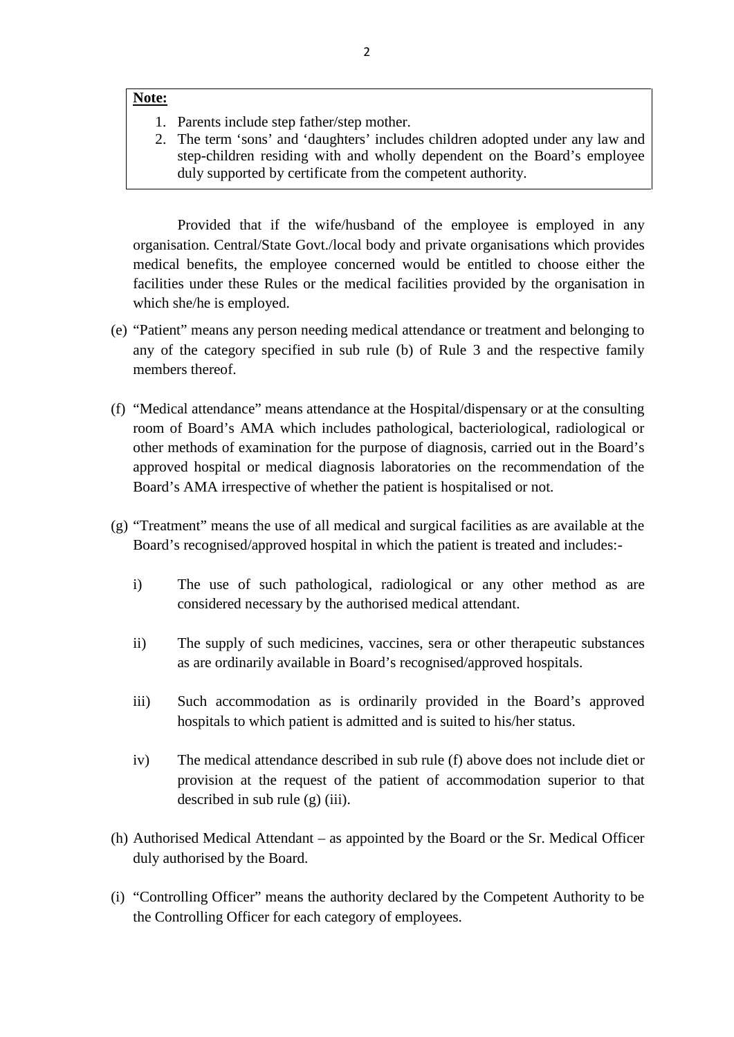**Note:**

1. Parents include step father/step mother.
2. The term 'sons' and 'daughters' includes children adopted under any law and step-children residing with and wholly dependent on the Board's employee duly supported by certificate from the competent authority.

Provided that if the wife/husband of the employee is employed in any organisation. Central/State Govt./local body and private organisations which provides medical benefits, the employee concerned would be entitled to choose either the facilities under these Rules or the medical facilities provided by the organisation in which she/he is employed.

(e) "Patient" means any person needing medical attendance or treatment and belonging to any of the category specified in sub rule (b) of Rule 3 and the respective family members thereof.

(f) "Medical attendance" means attendance at the Hospital/dispensary or at the consulting room of Board's AMA which includes pathological, bacteriological, radiological or other methods of examination for the purpose of diagnosis, carried out in the Board's approved hospital or medical diagnosis laboratories on the recommendation of the Board's AMA irrespective of whether the patient is hospitalised or not.

(g) "Treatment" means the use of all medical and surgical facilities as are available at the Board's recognised/approved hospital in which the patient is treated and includes:-

- i) The use of such pathological, radiological or any other method as are considered necessary by the authorised medical attendant.
- ii) The supply of such medicines, vaccines, sera or other therapeutic substances as are ordinarily available in Board's recognised/approved hospitals.
- iii) Such accommodation as is ordinarily provided in the Board's approved hospitals to which patient is admitted and is suited to his/her status.
- iv) The medical attendance described in sub rule (f) above does not include diet or provision at the request of the patient of accommodation superior to that described in sub rule (g) (iii).

(h) Authorised Medical Attendant – as appointed by the Board or the Sr. Medical Officer duly authorised by the Board.

(i) "Controlling Officer" means the authority declared by the Competent Authority to be the Controlling Officer for each category of employees.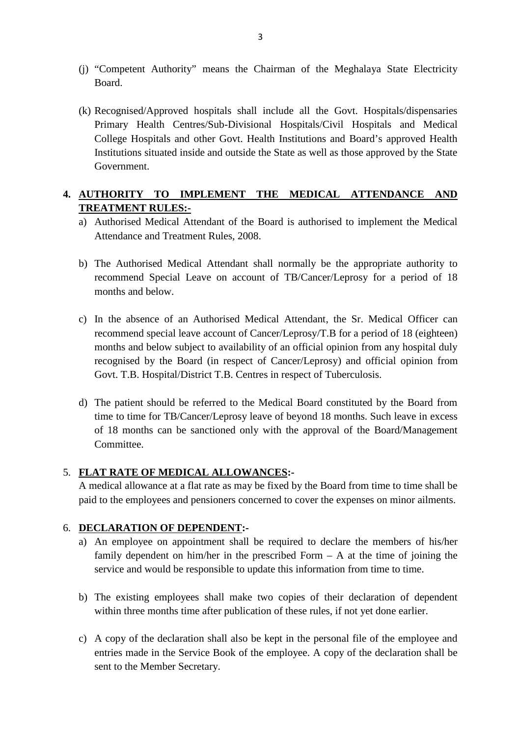(j) "Competent Authority" means the Chairman of the Meghalaya State Electricity Board.

(k) Recognised/Approved hospitals shall include all the Govt. Hospitals/dispensaries Primary Health Centres/Sub-Divisional Hospitals/Civil Hospitals and Medical College Hospitals and other Govt. Health Institutions and Board's approved Health Institutions situated inside and outside the State as well as those approved by the State Government.

## 4. <u>AUTHORITY TO IMPLEMENT THE MEDICAL ATTENDANCE AND TREATMENT RULES:-</u>

a) Authorised Medical Attendant of the Board is authorised to implement the Medical Attendance and Treatment Rules, 2008.

b) The Authorised Medical Attendant shall normally be the appropriate authority to recommend Special Leave on account of TB/Cancer/Leprosy for a period of 18 months and below.

c) In the absence of an Authorised Medical Attendant, the Sr. Medical Officer can recommend special leave account of Cancer/Leprosy/T.B for a period of 18 (eighteen) months and below subject to availability of an official opinion from any hospital duly recognised by the Board (in respect of Cancer/Leprosy) and official opinion from Govt. T.B. Hospital/District T.B. Centres in respect of Tuberculosis.

d) The patient should be referred to the Medical Board constituted by the Board from time to time for TB/Cancer/Leprosy leave of beyond 18 months. Such leave in excess of 18 months can be sanctioned only with the approval of the Board/Management Committee.

## 5. <u>FLAT RATE OF MEDICAL ALLOWANCES</u>:-

A medical allowance at a flat rate as may be fixed by the Board from time to time shall be paid to the employees and pensioners concerned to cover the expenses on minor ailments.

## 6. <u>DECLARATION OF DEPENDENT</u>:-

a) An employee on appointment shall be required to declare the members of his/her family dependent on him/her in the prescribed Form – A at the time of joining the service and would be responsible to update this information from time to time.

b) The existing employees shall make two copies of their declaration of dependent within three months time after publication of these rules, if not yet done earlier.

c) A copy of the declaration shall also be kept in the personal file of the employee and entries made in the Service Book of the employee. A copy of the declaration shall be sent to the Member Secretary.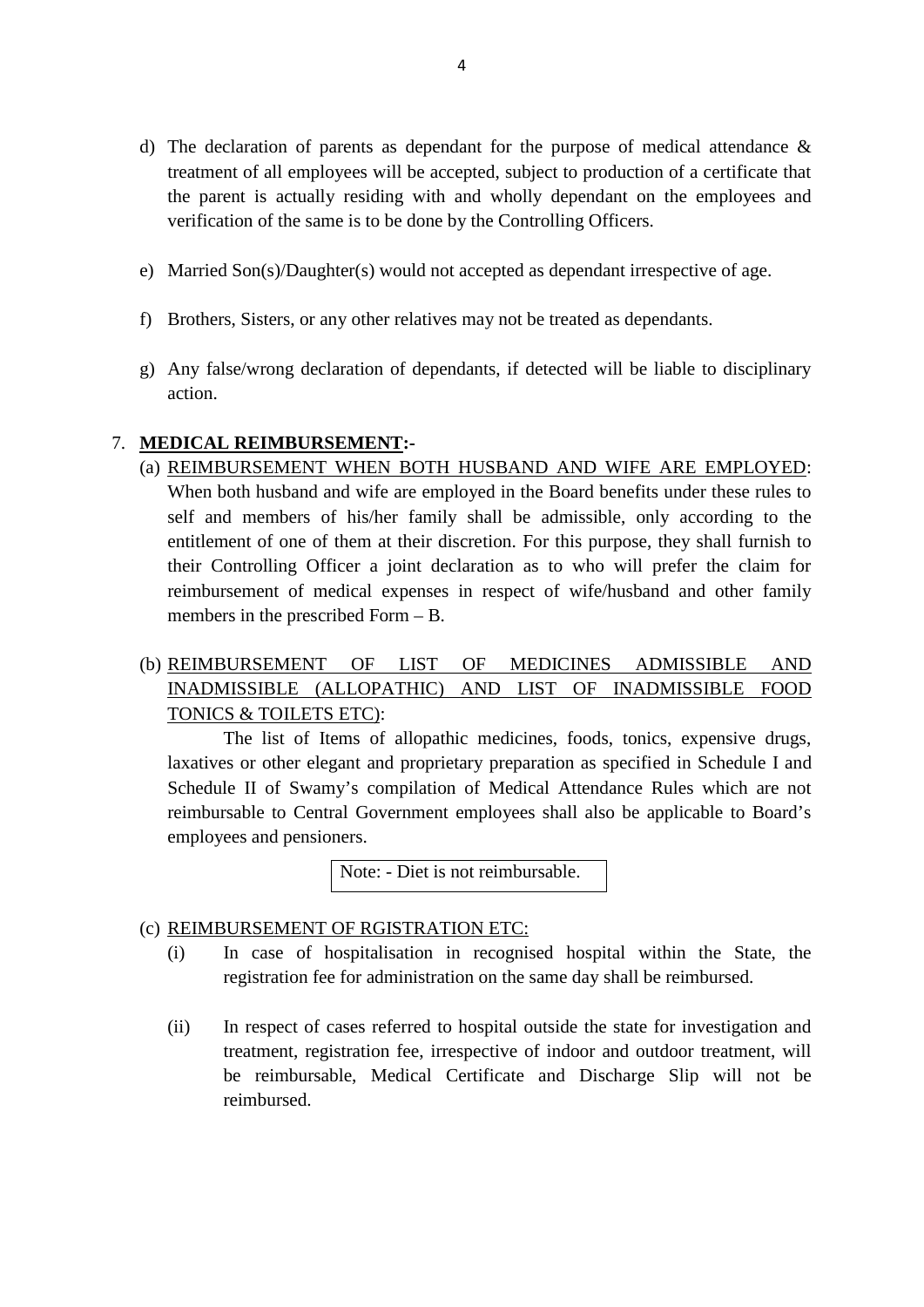d) The declaration of parents as dependant for the purpose of medical attendance & treatment of all employees will be accepted, subject to production of a certificate that the parent is actually residing with and wholly dependant on the employees and verification of the same is to be done by the Controlling Officers.

e) Married Son(s)/Daughter(s) would not accepted as dependant irrespective of age.

f) Brothers, Sisters, or any other relatives may not be treated as dependants.

g) Any false/wrong declaration of dependants, if detected will be liable to disciplinary action.

7. **MEDICAL REIMBURSEMENT:-**

(a) REIMBURSEMENT WHEN BOTH HUSBAND AND WIFE ARE EMPLOYED: When both husband and wife are employed in the Board benefits under these rules to self and members of his/her family shall be admissible, only according to the entitlement of one of them at their discretion. For this purpose, they shall furnish to their Controlling Officer a joint declaration as to who will prefer the claim for reimbursement of medical expenses in respect of wife/husband and other family members in the prescribed Form – B.

(b) REIMBURSEMENT OF LIST OF MEDICINES ADMISSIBLE AND INADMISSIBLE (ALLOPATHIC) AND LIST OF INADMISSIBLE FOOD TONICS & TOILETS ETC):

The list of Items of allopathic medicines, foods, tonics, expensive drugs, laxatives or other elegant and proprietary preparation as specified in Schedule I and Schedule II of Swamy's compilation of Medical Attendance Rules which are not reimbursable to Central Government employees shall also be applicable to Board's employees and pensioners.

Note: - Diet is not reimbursable.

(c) REIMBURSEMENT OF RGISTRATION ETC:

(i) In case of hospitalisation in recognised hospital within the State, the registration fee for administration on the same day shall be reimbursed.

(ii) In respect of cases referred to hospital outside the state for investigation and treatment, registration fee, irrespective of indoor and outdoor treatment, will be reimbursable, Medical Certificate and Discharge Slip will not be reimbursed.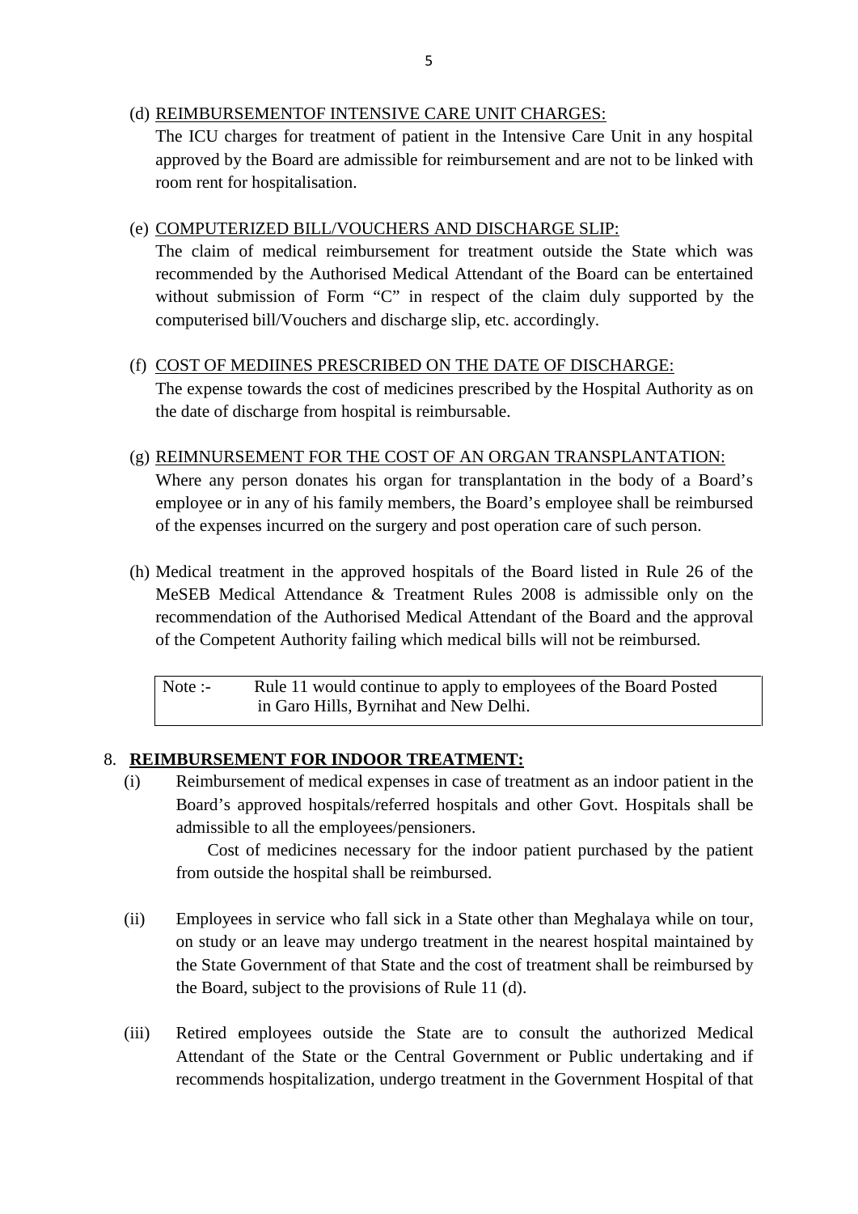(d) REIMBURSEMENTOF INTENSIVE CARE UNIT CHARGES:

The ICU charges for treatment of patient in the Intensive Care Unit in any hospital approved by the Board are admissible for reimbursement and are not to be linked with room rent for hospitalisation.

(e) COMPUTERIZED BILL/VOUCHERS AND DISCHARGE SLIP:

The claim of medical reimbursement for treatment outside the State which was recommended by the Authorised Medical Attendant of the Board can be entertained without submission of Form "C" in respect of the claim duly supported by the computerised bill/Vouchers and discharge slip, etc. accordingly.

(f) COST OF MEDIINES PRESCRIBED ON THE DATE OF DISCHARGE:

The expense towards the cost of medicines prescribed by the Hospital Authority as on the date of discharge from hospital is reimbursable.

(g) REIMNURSEMENT FOR THE COST OF AN ORGAN TRANSPLANTATION:

Where any person donates his organ for transplantation in the body of a Board's employee or in any of his family members, the Board's employee shall be reimbursed of the expenses incurred on the surgery and post operation care of such person.

(h) Medical treatment in the approved hospitals of the Board listed in Rule 26 of the MeSEB Medical Attendance & Treatment Rules 2008 is admissible only on the recommendation of the Authorised Medical Attendant of the Board and the approval of the Competent Authority failing which medical bills will not be reimbursed.

| Note :- | Rule 11 would continue to apply to employees of the Board Posted in Garo Hills, Byrnihat and New Delhi. |
|---|---|

8. **REIMBURSEMENT FOR INDOOR TREATMENT:**

(i) Reimbursement of medical expenses in case of treatment as an indoor patient in the Board's approved hospitals/referred hospitals and other Govt. Hospitals shall be admissible to all the employees/pensioners.

Cost of medicines necessary for the indoor patient purchased by the patient from outside the hospital shall be reimbursed.

(ii) Employees in service who fall sick in a State other than Meghalaya while on tour, on study or an leave may undergo treatment in the nearest hospital maintained by the State Government of that State and the cost of treatment shall be reimbursed by the Board, subject to the provisions of Rule 11 (d).

(iii) Retired employees outside the State are to consult the authorized Medical Attendant of the State or the Central Government or Public undertaking and if recommends hospitalization, undergo treatment in the Government Hospital of that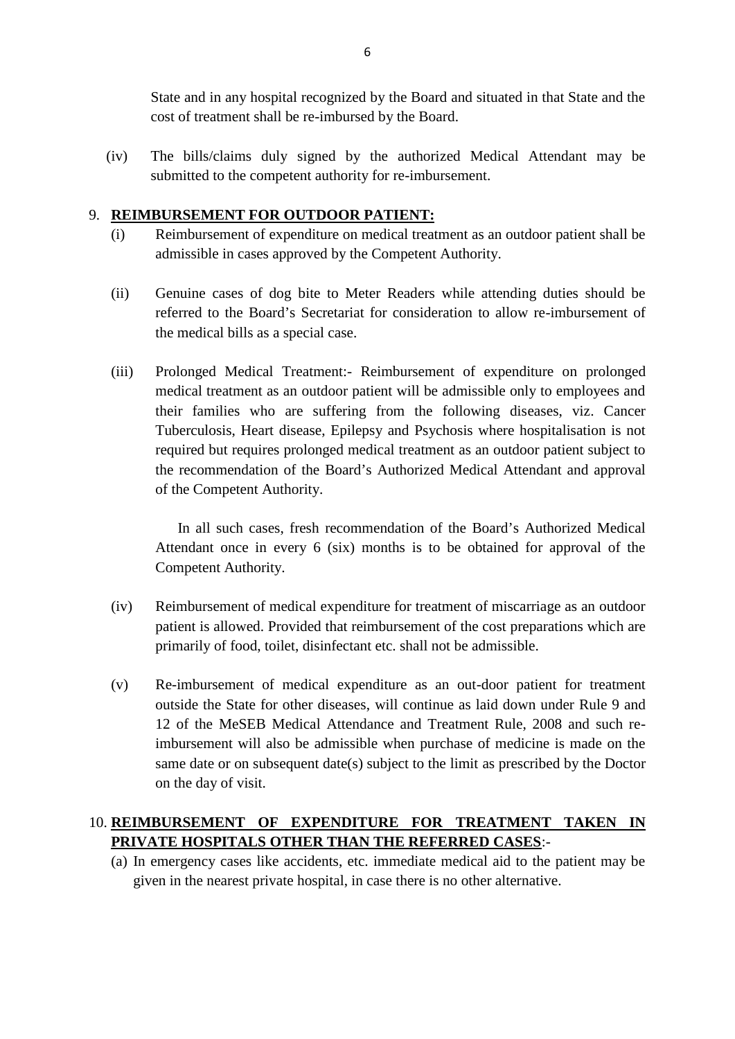State and in any hospital recognized by the Board and situated in that State and the cost of treatment shall be re-imbursed by the Board.

(iv) The bills/claims duly signed by the authorized Medical Attendant may be submitted to the competent authority for re-imbursement.

9. **REIMBURSEMENT FOR OUTDOOR PATIENT:**

(i) Reimbursement of expenditure on medical treatment as an outdoor patient shall be admissible in cases approved by the Competent Authority.

(ii) Genuine cases of dog bite to Meter Readers while attending duties should be referred to the Board's Secretariat for consideration to allow re-imbursement of the medical bills as a special case.

(iii) Prolonged Medical Treatment:- Reimbursement of expenditure on prolonged medical treatment as an outdoor patient will be admissible only to employees and their families who are suffering from the following diseases, viz. Cancer Tuberculosis, Heart disease, Epilepsy and Psychosis where hospitalisation is not required but requires prolonged medical treatment as an outdoor patient subject to the recommendation of the Board's Authorized Medical Attendant and approval of the Competent Authority.

In all such cases, fresh recommendation of the Board's Authorized Medical Attendant once in every 6 (six) months is to be obtained for approval of the Competent Authority.

(iv) Reimbursement of medical expenditure for treatment of miscarriage as an outdoor patient is allowed. Provided that reimbursement of the cost preparations which are primarily of food, toilet, disinfectant etc. shall not be admissible.

(v) Re-imbursement of medical expenditure as an out-door patient for treatment outside the State for other diseases, will continue as laid down under Rule 9 and 12 of the MeSEB Medical Attendance and Treatment Rule, 2008 and such re-imbursement will also be admissible when purchase of medicine is made on the same date or on subsequent date(s) subject to the limit as prescribed by the Doctor on the day of visit.

10. **REIMBURSEMENT OF EXPENDITURE FOR TREATMENT TAKEN IN PRIVATE HOSPITALS OTHER THAN THE REFERRED CASES**:-

(a) In emergency cases like accidents, etc. immediate medical aid to the patient may be given in the nearest private hospital, in case there is no other alternative.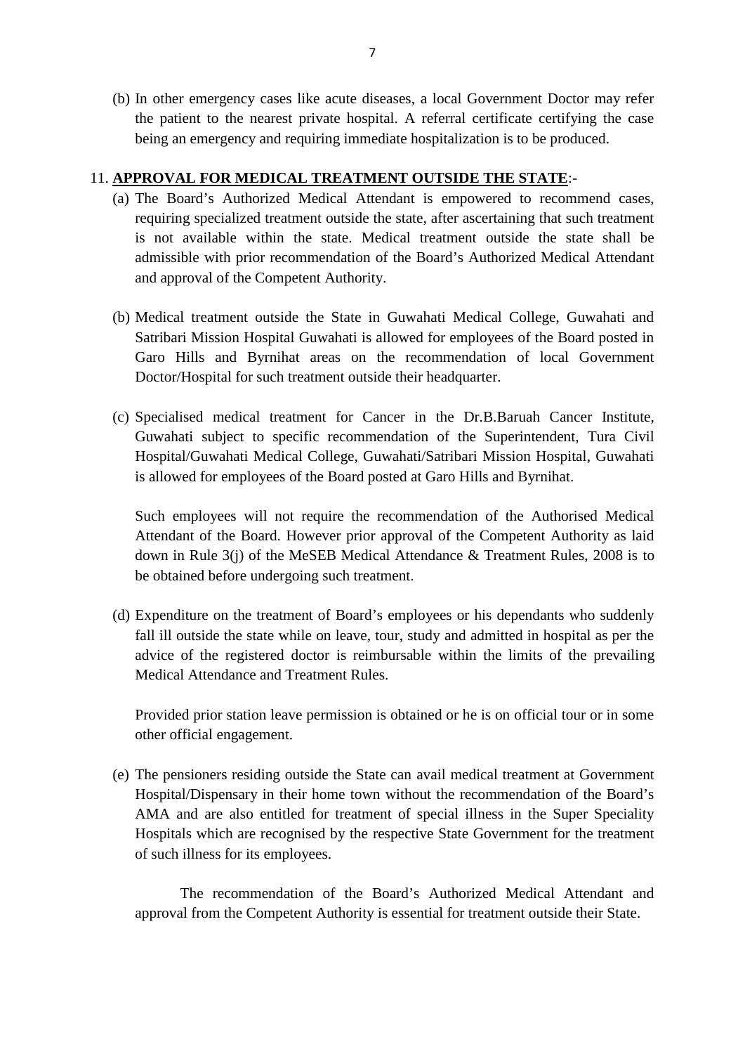(b) In other emergency cases like acute diseases, a local Government Doctor may refer the patient to the nearest private hospital. A referral certificate certifying the case being an emergency and requiring immediate hospitalization is to be produced.

11. **APPROVAL FOR MEDICAL TREATMENT OUTSIDE THE STATE**:-

(a) The Board's Authorized Medical Attendant is empowered to recommend cases, requiring specialized treatment outside the state, after ascertaining that such treatment is not available within the state. Medical treatment outside the state shall be admissible with prior recommendation of the Board's Authorized Medical Attendant and approval of the Competent Authority.

(b) Medical treatment outside the State in Guwahati Medical College, Guwahati and Satribari Mission Hospital Guwahati is allowed for employees of the Board posted in Garo Hills and Byrnihat areas on the recommendation of local Government Doctor/Hospital for such treatment outside their headquarter.

(c) Specialised medical treatment for Cancer in the Dr.B.Baruah Cancer Institute, Guwahati subject to specific recommendation of the Superintendent, Tura Civil Hospital/Guwahati Medical College, Guwahati/Satribari Mission Hospital, Guwahati is allowed for employees of the Board posted at Garo Hills and Byrnihat.

Such employees will not require the recommendation of the Authorised Medical Attendant of the Board. However prior approval of the Competent Authority as laid down in Rule 3(j) of the MeSEB Medical Attendance & Treatment Rules, 2008 is to be obtained before undergoing such treatment.

(d) Expenditure on the treatment of Board's employees or his dependants who suddenly fall ill outside the state while on leave, tour, study and admitted in hospital as per the advice of the registered doctor is reimbursable within the limits of the prevailing Medical Attendance and Treatment Rules.

Provided prior station leave permission is obtained or he is on official tour or in some other official engagement.

(e) The pensioners residing outside the State can avail medical treatment at Government Hospital/Dispensary in their home town without the recommendation of the Board's AMA and are also entitled for treatment of special illness in the Super Speciality Hospitals which are recognised by the respective State Government for the treatment of such illness for its employees.

The recommendation of the Board's Authorized Medical Attendant and approval from the Competent Authority is essential for treatment outside their State.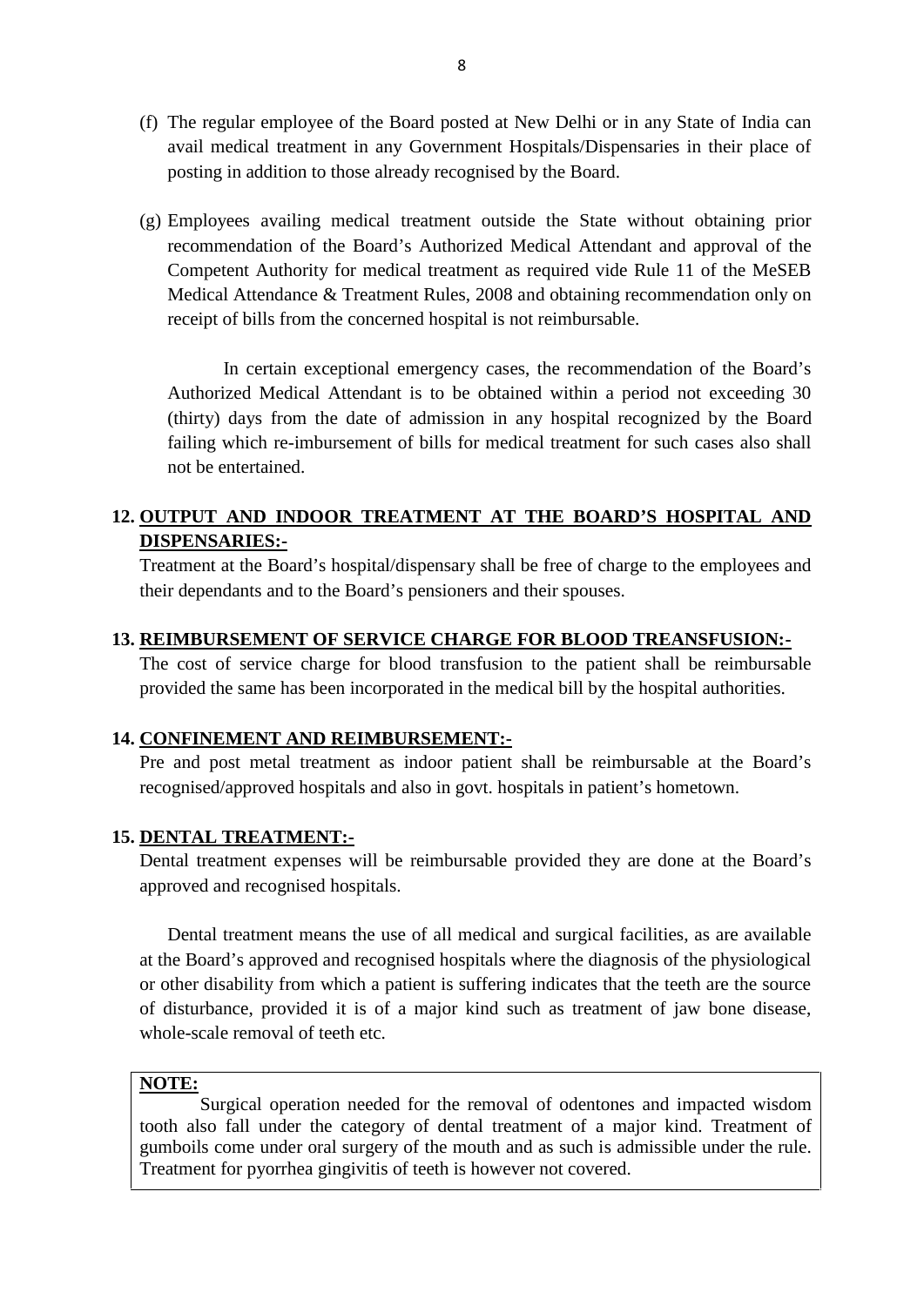(f) The regular employee of the Board posted at New Delhi or in any State of India can avail medical treatment in any Government Hospitals/Dispensaries in their place of posting in addition to those already recognised by the Board.

(g) Employees availing medical treatment outside the State without obtaining prior recommendation of the Board's Authorized Medical Attendant and approval of the Competent Authority for medical treatment as required vide Rule 11 of the MeSEB Medical Attendance & Treatment Rules, 2008 and obtaining recommendation only on receipt of bills from the concerned hospital is not reimbursable.

In certain exceptional emergency cases, the recommendation of the Board's Authorized Medical Attendant is to be obtained within a period not exceeding 30 (thirty) days from the date of admission in any hospital recognized by the Board failing which re-imbursement of bills for medical treatment for such cases also shall not be entertained.

## 12. OUTPUT AND INDOOR TREATMENT AT THE BOARD'S HOSPITAL AND DISPENSARIES:-

Treatment at the Board's hospital/dispensary shall be free of charge to the employees and their dependants and to the Board's pensioners and their spouses.

## 13. REIMBURSEMENT OF SERVICE CHARGE FOR BLOOD TREANSFUSION:-

The cost of service charge for blood transfusion to the patient shall be reimbursable provided the same has been incorporated in the medical bill by the hospital authorities.

## 14. CONFINEMENT AND REIMBURSEMENT:-

Pre and post metal treatment as indoor patient shall be reimbursable at the Board's recognised/approved hospitals and also in govt. hospitals in patient's hometown.

## 15. DENTAL TREATMENT:-

Dental treatment expenses will be reimbursable provided they are done at the Board's approved and recognised hospitals.

Dental treatment means the use of all medical and surgical facilities, as are available at the Board's approved and recognised hospitals where the diagnosis of the physiological or other disability from which a patient is suffering indicates that the teeth are the source of disturbance, provided it is of a major kind such as treatment of jaw bone disease, whole-scale removal of teeth etc.

**NOTE:**

Surgical operation needed for the removal of odentones and impacted wisdom tooth also fall under the category of dental treatment of a major kind. Treatment of gumboils come under oral surgery of the mouth and as such is admissible under the rule. Treatment for pyorrhea gingivitis of teeth is however not covered.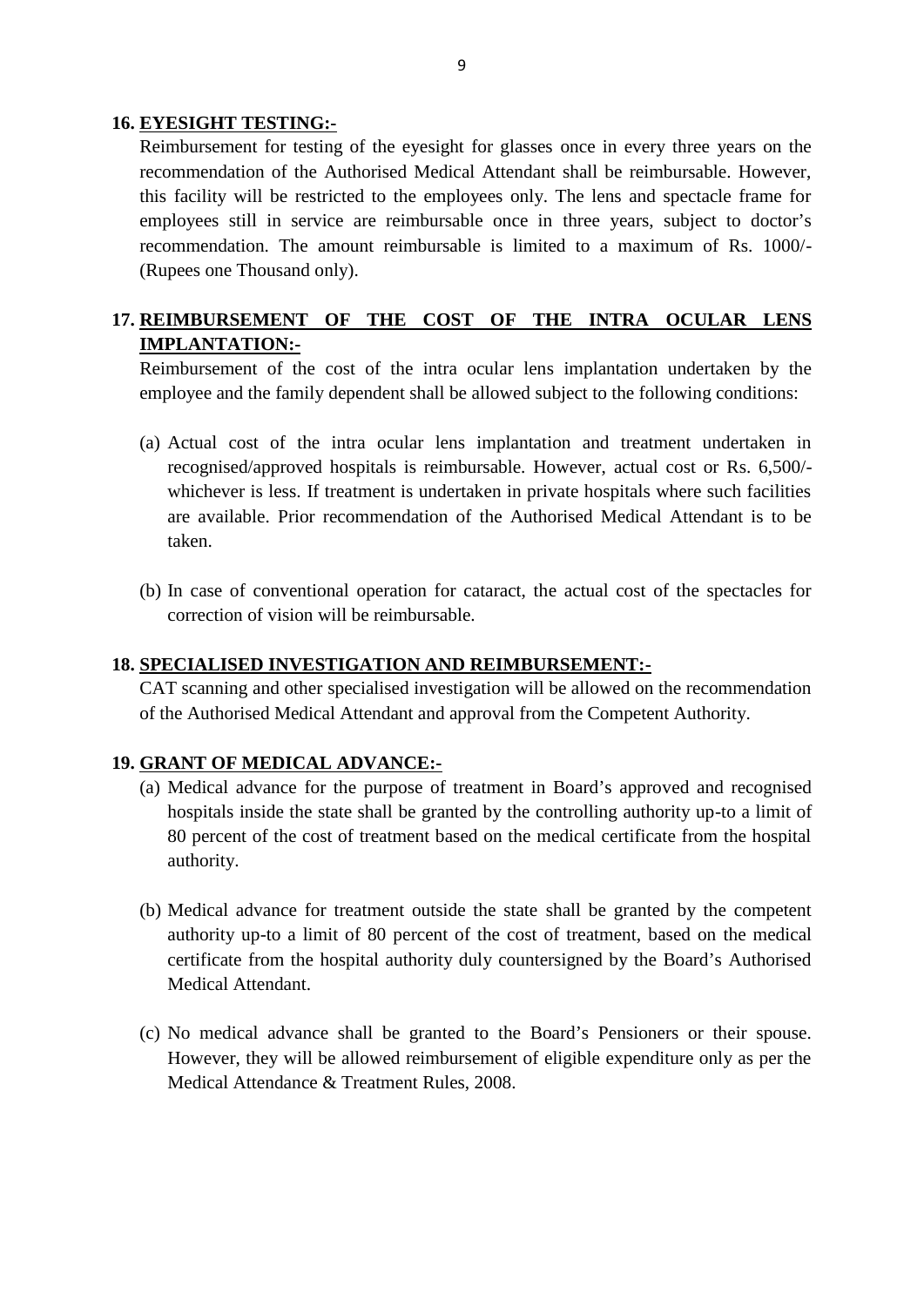**16. EYESIGHT TESTING:-**

Reimbursement for testing of the eyesight for glasses once in every three years on the recommendation of the Authorised Medical Attendant shall be reimbursable. However, this facility will be restricted to the employees only. The lens and spectacle frame for employees still in service are reimbursable once in three years, subject to doctor's recommendation. The amount reimbursable is limited to a maximum of Rs. 1000/- (Rupees one Thousand only).

**17. REIMBURSEMENT OF THE COST OF THE INTRA OCULAR LENS IMPLANTATION:-**

Reimbursement of the cost of the intra ocular lens implantation undertaken by the employee and the family dependent shall be allowed subject to the following conditions:

(a) Actual cost of the intra ocular lens implantation and treatment undertaken in recognised/approved hospitals is reimbursable. However, actual cost or Rs. 6,500/- whichever is less. If treatment is undertaken in private hospitals where such facilities are available. Prior recommendation of the Authorised Medical Attendant is to be taken.

(b) In case of conventional operation for cataract, the actual cost of the spectacles for correction of vision will be reimbursable.

**18. SPECIALISED INVESTIGATION AND REIMBURSEMENT:-**

CAT scanning and other specialised investigation will be allowed on the recommendation of the Authorised Medical Attendant and approval from the Competent Authority.

**19. GRANT OF MEDICAL ADVANCE:-**

(a) Medical advance for the purpose of treatment in Board's approved and recognised hospitals inside the state shall be granted by the controlling authority up-to a limit of 80 percent of the cost of treatment based on the medical certificate from the hospital authority.

(b) Medical advance for treatment outside the state shall be granted by the competent authority up-to a limit of 80 percent of the cost of treatment, based on the medical certificate from the hospital authority duly countersigned by the Board's Authorised Medical Attendant.

(c) No medical advance shall be granted to the Board's Pensioners or their spouse. However, they will be allowed reimbursement of eligible expenditure only as per the Medical Attendance & Treatment Rules, 2008.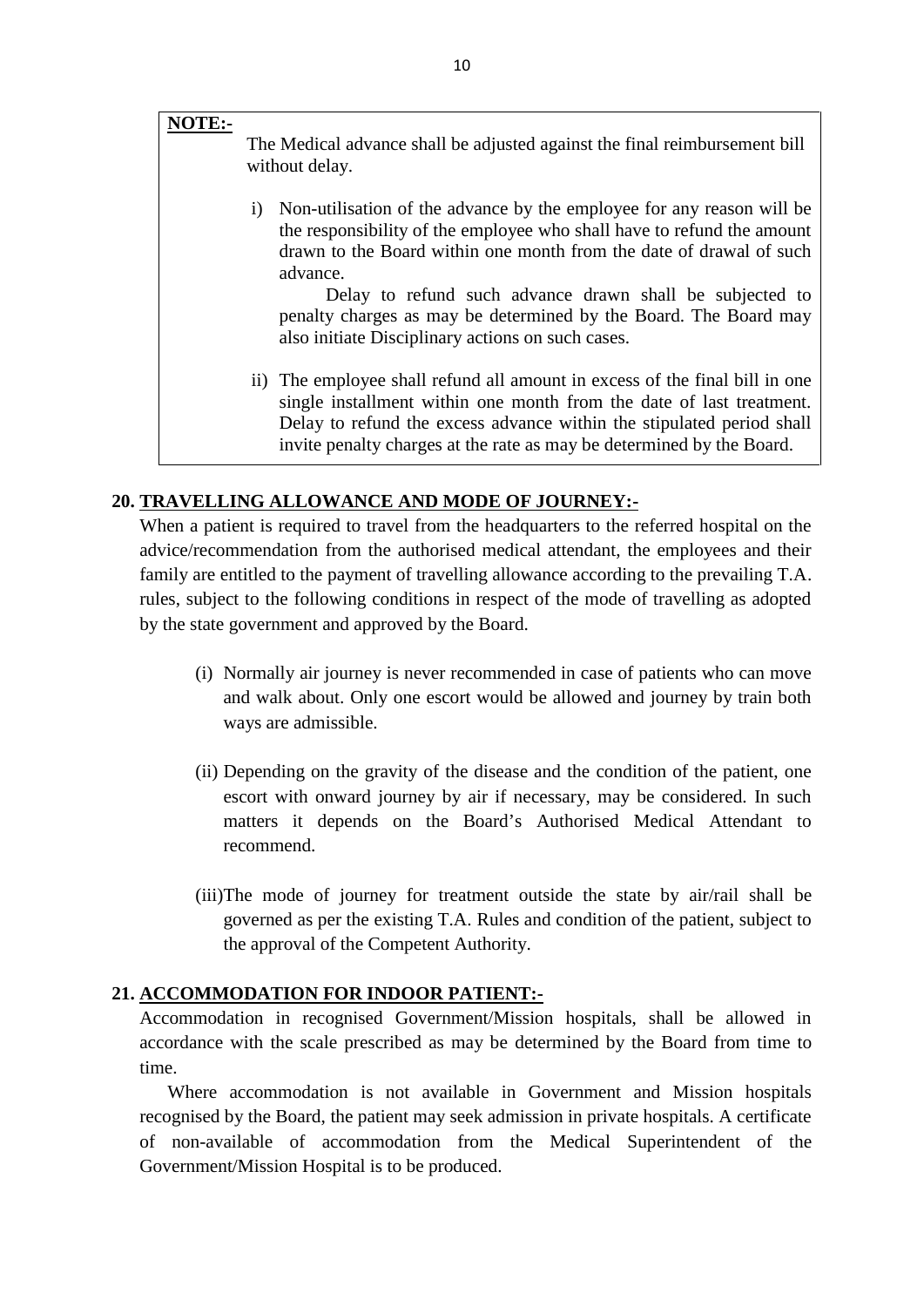**NOTE:-**

The Medical advance shall be adjusted against the final reimbursement bill without delay.

i) Non-utilisation of the advance by the employee for any reason will be the responsibility of the employee who shall have to refund the amount drawn to the Board within one month from the date of drawal of such advance.

Delay to refund such advance drawn shall be subjected to penalty charges as may be determined by the Board. The Board may also initiate Disciplinary actions on such cases.

ii) The employee shall refund all amount in excess of the final bill in one single installment within one month from the date of last treatment. Delay to refund the excess advance within the stipulated period shall invite penalty charges at the rate as may be determined by the Board.

## 20. TRAVELLING ALLOWANCE AND MODE OF JOURNEY:-

When a patient is required to travel from the headquarters to the referred hospital on the advice/recommendation from the authorised medical attendant, the employees and their family are entitled to the payment of travelling allowance according to the prevailing T.A. rules, subject to the following conditions in respect of the mode of travelling as adopted by the state government and approved by the Board.

(i) Normally air journey is never recommended in case of patients who can move and walk about. Only one escort would be allowed and journey by train both ways are admissible.

(ii) Depending on the gravity of the disease and the condition of the patient, one escort with onward journey by air if necessary, may be considered. In such matters it depends on the Board's Authorised Medical Attendant to recommend.

(iii) The mode of journey for treatment outside the state by air/rail shall be governed as per the existing T.A. Rules and condition of the patient, subject to the approval of the Competent Authority.

## 21. ACCOMMODATION FOR INDOOR PATIENT:-

Accommodation in recognised Government/Mission hospitals, shall be allowed in accordance with the scale prescribed as may be determined by the Board from time to time.

Where accommodation is not available in Government and Mission hospitals recognised by the Board, the patient may seek admission in private hospitals. A certificate of non-available of accommodation from the Medical Superintendent of the Government/Mission Hospital is to be produced.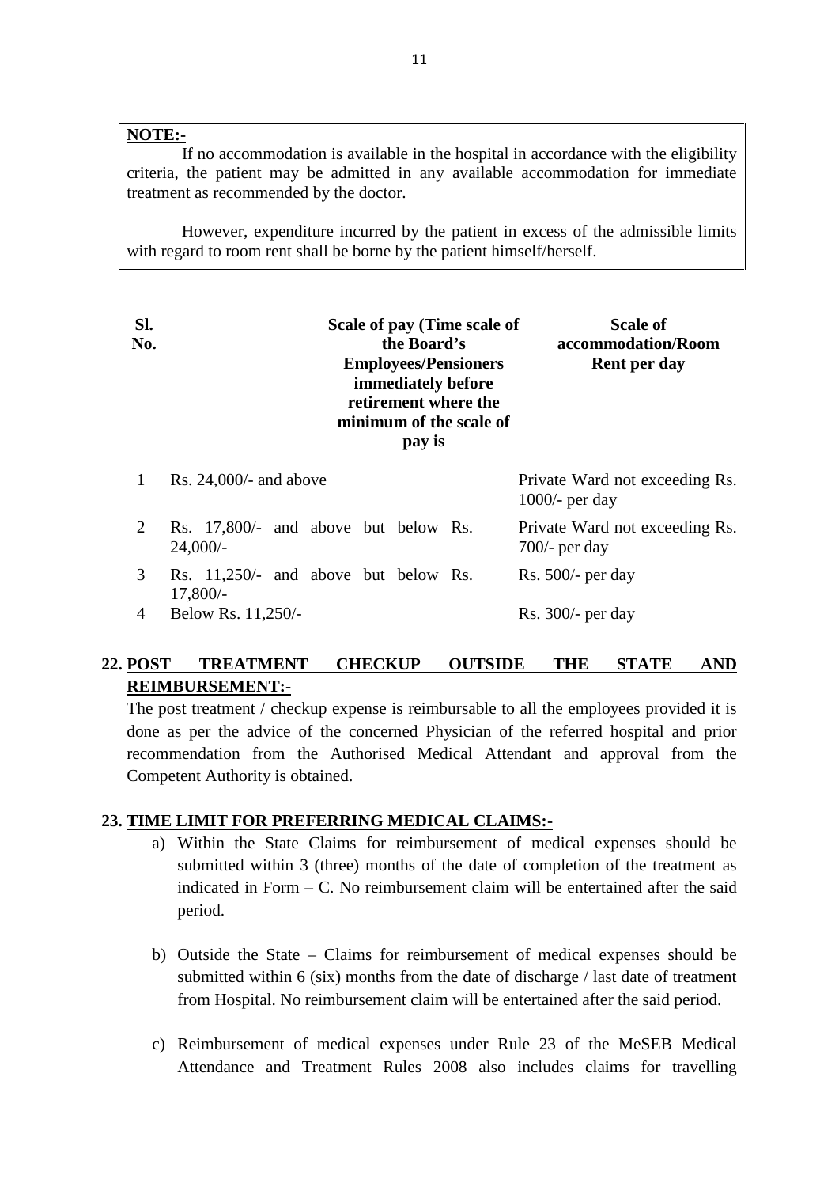**NOTE:-**

If no accommodation is available in the hospital in accordance with the eligibility criteria, the patient may be admitted in any available accommodation for immediate treatment as recommended by the doctor.

However, expenditure incurred by the patient in excess of the admissible limits with regard to room rent shall be borne by the patient himself/herself.

| Sl. No. | Scale of pay (Time scale of the Board's Employees/Pensioners immediately before retirement where the minimum of the scale of pay is | Scale of accommodation/Room Rent per day |
|---|---|---|
| 1 | Rs. 24,000/- and above | Private Ward not exceeding Rs. 1000/- per day |
| 2 | Rs. 17,800/- and above but below Rs. 24,000/- | Private Ward not exceeding Rs. 700/- per day |
| 3 | Rs. 11,250/- and above but below Rs. 17,800/- | Rs. 500/- per day |
| 4 | Below Rs. 11,250/- | Rs. 300/- per day |

## 22. POST TREATMENT CHECKUP OUTSIDE THE STATE AND REIMBURSEMENT:-

The post treatment / checkup expense is reimbursable to all the employees provided it is done as per the advice of the concerned Physician of the referred hospital and prior recommendation from the Authorised Medical Attendant and approval from the Competent Authority is obtained.

## 23. TIME LIMIT FOR PREFERRING MEDICAL CLAIMS:-

a) Within the State Claims for reimbursement of medical expenses should be submitted within 3 (three) months of the date of completion of the treatment as indicated in Form – C. No reimbursement claim will be entertained after the said period.

b) Outside the State – Claims for reimbursement of medical expenses should be submitted within 6 (six) months from the date of discharge / last date of treatment from Hospital. No reimbursement claim will be entertained after the said period.

c) Reimbursement of medical expenses under Rule 23 of the MeSEB Medical Attendance and Treatment Rules 2008 also includes claims for travelling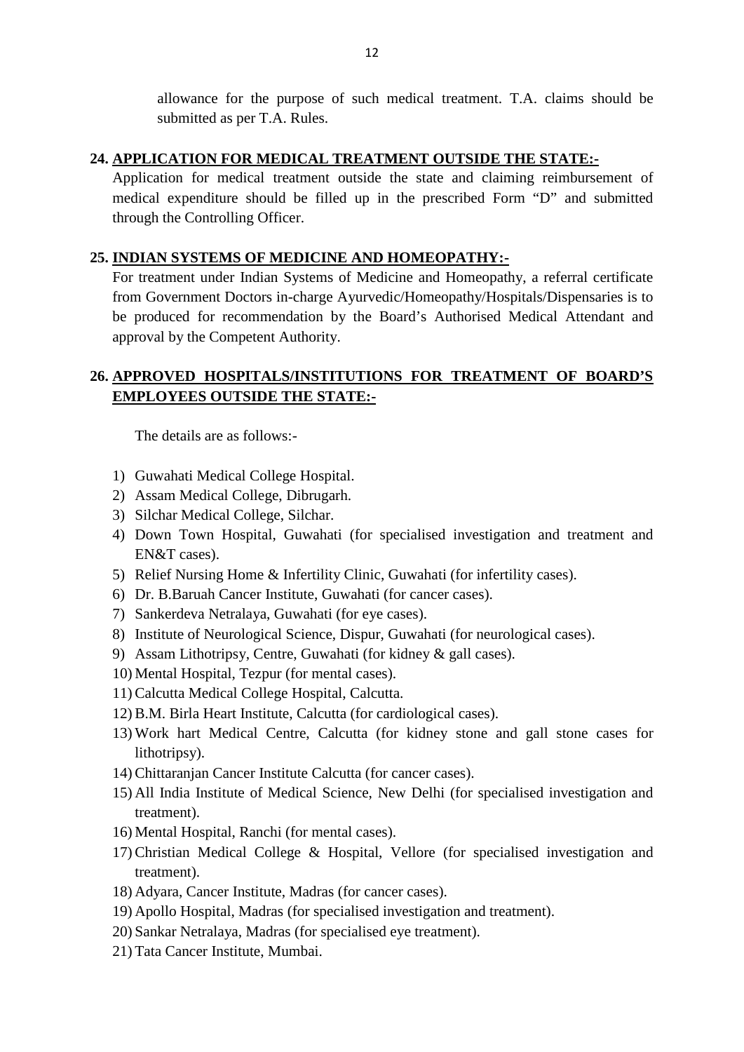allowance for the purpose of such medical treatment. T.A. claims should be submitted as per T.A. Rules.

**24. APPLICATION FOR MEDICAL TREATMENT OUTSIDE THE STATE:-**

Application for medical treatment outside the state and claiming reimbursement of medical expenditure should be filled up in the prescribed Form "D" and submitted through the Controlling Officer.

**25. INDIAN SYSTEMS OF MEDICINE AND HOMEOPATHY:-**

For treatment under Indian Systems of Medicine and Homeopathy, a referral certificate from Government Doctors in-charge Ayurvedic/Homeopathy/Hospitals/Dispensaries is to be produced for recommendation by the Board's Authorised Medical Attendant and approval by the Competent Authority.

**26. APPROVED HOSPITALS/INSTITUTIONS FOR TREATMENT OF BOARD'S EMPLOYEES OUTSIDE THE STATE:-**

The details are as follows:-

1) Guwahati Medical College Hospital.
2) Assam Medical College, Dibrugarh.
3) Silchar Medical College, Silchar.
4) Down Town Hospital, Guwahati (for specialised investigation and treatment and EN&T cases).
5) Relief Nursing Home & Infertility Clinic, Guwahati (for infertility cases).
6) Dr. B.Baruah Cancer Institute, Guwahati (for cancer cases).
7) Sankerdeva Netralaya, Guwahati (for eye cases).
8) Institute of Neurological Science, Dispur, Guwahati (for neurological cases).
9) Assam Lithotripsy, Centre, Guwahati (for kidney & gall cases).
10) Mental Hospital, Tezpur (for mental cases).
11) Calcutta Medical College Hospital, Calcutta.
12) B.M. Birla Heart Institute, Calcutta (for cardiological cases).
13) Work hart Medical Centre, Calcutta (for kidney stone and gall stone cases for lithotripsy).
14) Chittaranjan Cancer Institute Calcutta (for cancer cases).
15) All India Institute of Medical Science, New Delhi (for specialised investigation and treatment).
16) Mental Hospital, Ranchi (for mental cases).
17) Christian Medical College & Hospital, Vellore (for specialised investigation and treatment).
18) Adyara, Cancer Institute, Madras (for cancer cases).
19) Apollo Hospital, Madras (for specialised investigation and treatment).
20) Sankar Netralaya, Madras (for specialised eye treatment).
21) Tata Cancer Institute, Mumbai.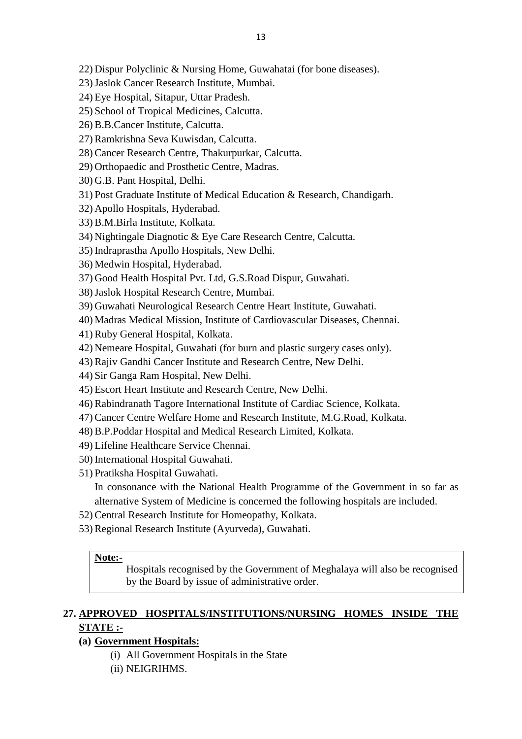22) Dispur Polyclinic & Nursing Home, Guwahatai (for bone diseases).
23) Jaslok Cancer Research Institute, Mumbai.
24) Eye Hospital, Sitapur, Uttar Pradesh.
25) School of Tropical Medicines, Calcutta.
26) B.B.Cancer Institute, Calcutta.
27) Ramkrishna Seva Kuwisdan, Calcutta.
28) Cancer Research Centre, Thakurpurkar, Calcutta.
29) Orthopaedic and Prosthetic Centre, Madras.
30) G.B. Pant Hospital, Delhi.
31) Post Graduate Institute of Medical Education & Research, Chandigarh.
32) Apollo Hospitals, Hyderabad.
33) B.M.Birla Institute, Kolkata.
34) Nightingale Diagnotic & Eye Care Research Centre, Calcutta.
35) Indraprastha Apollo Hospitals, New Delhi.
36) Medwin Hospital, Hyderabad.
37) Good Health Hospital Pvt. Ltd, G.S.Road Dispur, Guwahati.
38) Jaslok Hospital Research Centre, Mumbai.
39) Guwahati Neurological Research Centre Heart Institute, Guwahati.
40) Madras Medical Mission, Institute of Cardiovascular Diseases, Chennai.
41) Ruby General Hospital, Kolkata.
42) Nemeare Hospital, Guwahati (for burn and plastic surgery cases only).
43) Rajiv Gandhi Cancer Institute and Research Centre, New Delhi.
44) Sir Ganga Ram Hospital, New Delhi.
45) Escort Heart Institute and Research Centre, New Delhi.
46) Rabindranath Tagore International Institute of Cardiac Science, Kolkata.
47) Cancer Centre Welfare Home and Research Institute, M.G.Road, Kolkata.
48) B.P.Poddar Hospital and Medical Research Limited, Kolkata.
49) Lifeline Healthcare Service Chennai.
50) International Hospital Guwahati.
51) Pratiksha Hospital Guwahati.

    In consonance with the National Health Programme of the Government in so far as alternative System of Medicine is concerned the following hospitals are included.

52) Central Research Institute for Homeopathy, Kolkata.
53) Regional Research Institute (Ayurveda), Guwahati.

> **Note:-**
> Hospitals recognised by the Government of Meghalaya will also be recognised by the Board by issue of administrative order.

## 27. APPROVED HOSPITALS/INSTITUTIONS/NURSING HOMES INSIDE THE STATE :-

### (a) Government Hospitals:

(i) All Government Hospitals in the State
(ii) NEIGRIHMS.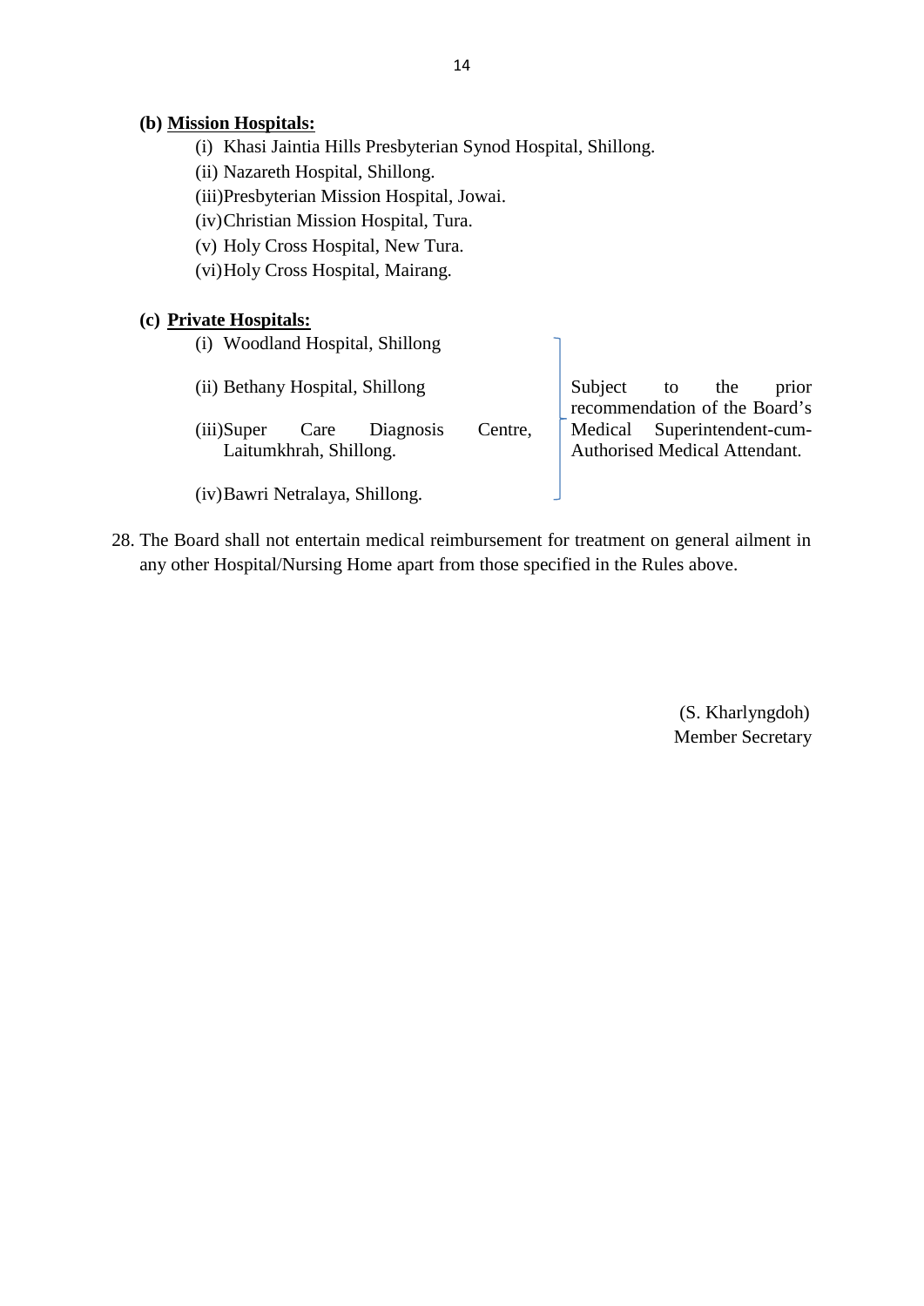**(b) Mission Hospitals:**

(i) Khasi Jaintia Hills Presbyterian Synod Hospital, Shillong.

(ii) Nazareth Hospital, Shillong.

(iii) Presbyterian Mission Hospital, Jowai.

(iv) Christian Mission Hospital, Tura.

(v) Holy Cross Hospital, New Tura.

(vi) Holy Cross Hospital, Mairang.

**(c) Private Hospitals:**

(i) Woodland Hospital, Shillong

(ii) Bethany Hospital, Shillong

(iii) Super Care Diagnosis Centre, Laitumkhrah, Shillong.

(iv) Bawri Netralaya, Shillong.

} Subject to the prior recommendation of the Board's Medical Superintendent-cum-Authorised Medical Attendant.

28. The Board shall not entertain medical reimbursement for treatment on general ailment in any other Hospital/Nursing Home apart from those specified in the Rules above.

(S. Kharlyngdoh)
Member Secretary